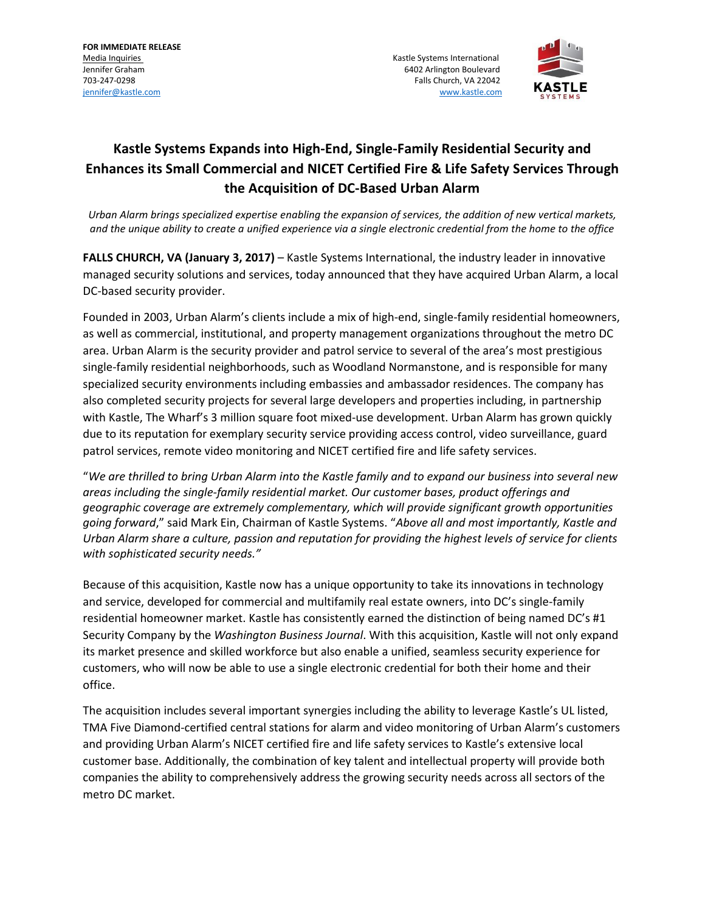**FOR IMMEDIATE RELEASE**
Media Inquiries
Jennifer Graham
703-247-0298
jennifer@kastle.com

Kastle Systems International
6402 Arlington Boulevard
Falls Church, VA 22042
www.kastle.com

# Kastle Systems Expands into High-End, Single-Family Residential Security and Enhances its Small Commercial and NICET Certified Fire & Life Safety Services Through the Acquisition of DC-Based Urban Alarm

*Urban Alarm brings specialized expertise enabling the expansion of services, the addition of new vertical markets, and the unique ability to create a unified experience via a single electronic credential from the home to the office*

**FALLS CHURCH, VA (January 3, 2017)** – Kastle Systems International, the industry leader in innovative managed security solutions and services, today announced that they have acquired Urban Alarm, a local DC-based security provider.

Founded in 2003, Urban Alarm's clients include a mix of high-end, single-family residential homeowners, as well as commercial, institutional, and property management organizations throughout the metro DC area. Urban Alarm is the security provider and patrol service to several of the area's most prestigious single-family residential neighborhoods, such as Woodland Normanstone, and is responsible for many specialized security environments including embassies and ambassador residences. The company has also completed security projects for several large developers and properties including, in partnership with Kastle, The Wharf's 3 million square foot mixed-use development. Urban Alarm has grown quickly due to its reputation for exemplary security service providing access control, video surveillance, guard patrol services, remote video monitoring and NICET certified fire and life safety services.

"*We are thrilled to bring Urban Alarm into the Kastle family and to expand our business into several new areas including the single-family residential market. Our customer bases, product offerings and geographic coverage are extremely complementary, which will provide significant growth opportunities going forward*," said Mark Ein, Chairman of Kastle Systems. "*Above all and most importantly, Kastle and Urban Alarm share a culture, passion and reputation for providing the highest levels of service for clients with sophisticated security needs."*

Because of this acquisition, Kastle now has a unique opportunity to take its innovations in technology and service, developed for commercial and multifamily real estate owners, into DC's single-family residential homeowner market. Kastle has consistently earned the distinction of being named DC's #1 Security Company by the *Washington Business Journal*. With this acquisition, Kastle will not only expand its market presence and skilled workforce but also enable a unified, seamless security experience for customers, who will now be able to use a single electronic credential for both their home and their office.

The acquisition includes several important synergies including the ability to leverage Kastle's UL listed, TMA Five Diamond-certified central stations for alarm and video monitoring of Urban Alarm's customers and providing Urban Alarm's NICET certified fire and life safety services to Kastle's extensive local customer base. Additionally, the combination of key talent and intellectual property will provide both companies the ability to comprehensively address the growing security needs across all sectors of the metro DC market.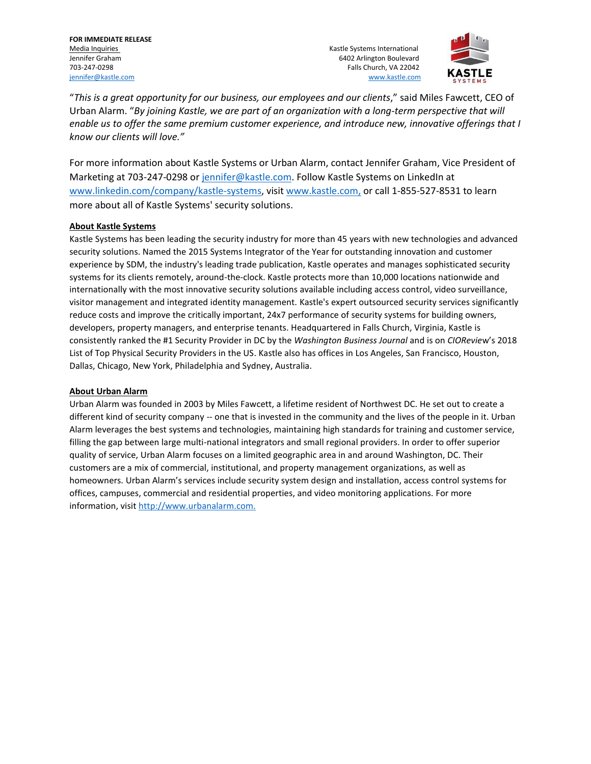**FOR IMMEDIATE RELEASE**
Media Inquiries
Jennifer Graham
703-247-0298
jennifer@kastle.com

Kastle Systems International
6402 Arlington Boulevard
Falls Church, VA 22042
www.kastle.com

"*This is a great opportunity for our business, our employees and our clients*," said Miles Fawcett, CEO of Urban Alarm. "*By joining Kastle, we are part of an organization with a long-term perspective that will enable us to offer the same premium customer experience, and introduce new, innovative offerings that I know our clients will love.*"

For more information about Kastle Systems or Urban Alarm, contact Jennifer Graham, Vice President of Marketing at 703-247-0298 or jennifer@kastle.com. Follow Kastle Systems on LinkedIn at www.linkedin.com/company/kastle-systems, visit www.kastle.com, or call 1-855-527-8531 to learn more about all of Kastle Systems' security solutions.

**About Kastle Systems**

Kastle Systems has been leading the security industry for more than 45 years with new technologies and advanced security solutions. Named the 2015 Systems Integrator of the Year for outstanding innovation and customer experience by SDM, the industry's leading trade publication, Kastle operates and manages sophisticated security systems for its clients remotely, around-the-clock. Kastle protects more than 10,000 locations nationwide and internationally with the most innovative security solutions available including access control, video surveillance, visitor management and integrated identity management. Kastle's expert outsourced security services significantly reduce costs and improve the critically important, 24x7 performance of security systems for building owners, developers, property managers, and enterprise tenants. Headquartered in Falls Church, Virginia, Kastle is consistently ranked the #1 Security Provider in DC by the *Washington Business Journal* and is on *CIOReview*'s 2018 List of Top Physical Security Providers in the US. Kastle also has offices in Los Angeles, San Francisco, Houston, Dallas, Chicago, New York, Philadelphia and Sydney, Australia.

**About Urban Alarm**

Urban Alarm was founded in 2003 by Miles Fawcett, a lifetime resident of Northwest DC. He set out to create a different kind of security company -- one that is invested in the community and the lives of the people in it. Urban Alarm leverages the best systems and technologies, maintaining high standards for training and customer service, filling the gap between large multi-national integrators and small regional providers. In order to offer superior quality of service, Urban Alarm focuses on a limited geographic area in and around Washington, DC. Their customers are a mix of commercial, institutional, and property management organizations, as well as homeowners. Urban Alarm's services include security system design and installation, access control systems for offices, campuses, commercial and residential properties, and video monitoring applications. For more information, visit http://www.urbanalarm.com.